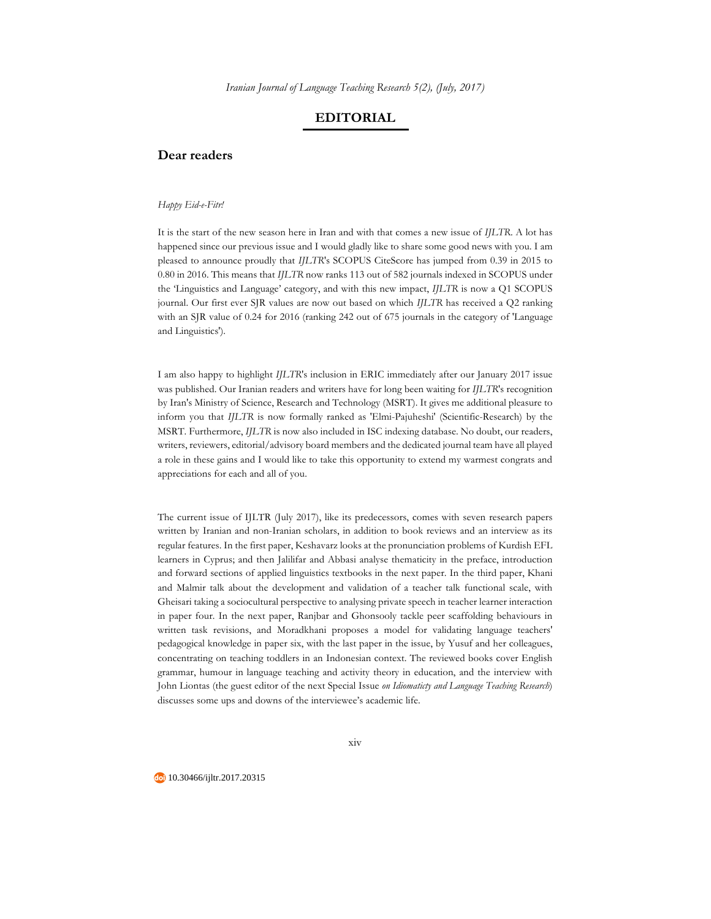# EDITORIAL

## Dear readers

*Happy Eid-e-Fitr!*

It is the start of the new season here in Iran and with that comes a new issue of *IJLTR*. A lot has happened since our previous issue and I would gladly like to share some good news with you. I am pleased to announce proudly that *IJLTR*'s SCOPUS CiteScore has jumped from 0.39 in 2015 to 0.80 in 2016. This means that *IJLTR* now ranks 113 out of 582 journals indexed in SCOPUS under the 'Linguistics and Language' category, and with this new impact, *IJLTR* is now a Q1 SCOPUS journal. Our first ever SJR values are now out based on which *IJLTR* has received a Q2 ranking with an SJR value of 0.24 for 2016 (ranking 242 out of 675 journals in the category of 'Language and Linguistics').

I am also happy to highlight *IJLTR*'s inclusion in ERIC immediately after our January 2017 issue was published. Our Iranian readers and writers have for long been waiting for *IJLTR*'s recognition by Iran's Ministry of Science, Research and Technology (MSRT). It gives me additional pleasure to inform you that *IJLTR* is now formally ranked as 'Elmi-Pajuheshi' (Scientific-Research) by the MSRT. Furthermore, *IJLTR* is now also included in ISC indexing database. No doubt, our readers, writers, reviewers, editorial/advisory board members and the dedicated journal team have all played a role in these gains and I would like to take this opportunity to extend my warmest congrats and appreciations for each and all of you.

The current issue of IJLTR (July 2017), like its predecessors, comes with seven research papers written by Iranian and non-Iranian scholars, in addition to book reviews and an interview as its regular features. In the first paper, Keshavarz looks at the pronunciation problems of Kurdish EFL learners in Cyprus; and then Jalilifar and Abbasi analyse thematicity in the preface, introduction and forward sections of applied linguistics textbooks in the next paper. In the third paper, Khani and Malmir talk about the development and validation of a teacher talk functional scale, with Gheisari taking a sociocultural perspective to analysing private speech in teacher learner interaction in paper four. In the next paper, Ranjbar and Ghonsooly tackle peer scaffolding behaviours in written task revisions, and Moradkhani proposes a model for validating language teachers' pedagogical knowledge in paper six, with the last paper in the issue, by Yusuf and her colleagues, concentrating on teaching toddlers in an Indonesian context. The reviewed books cover English grammar, humour in language teaching and activity theory in education, and the interview with John Liontas (the guest editor of the next Special Issue *on Idiomaticty and Language Teaching Research*) discusses some ups and downs of the interviewee's academic life.

10.30466/ijltr.2017.20315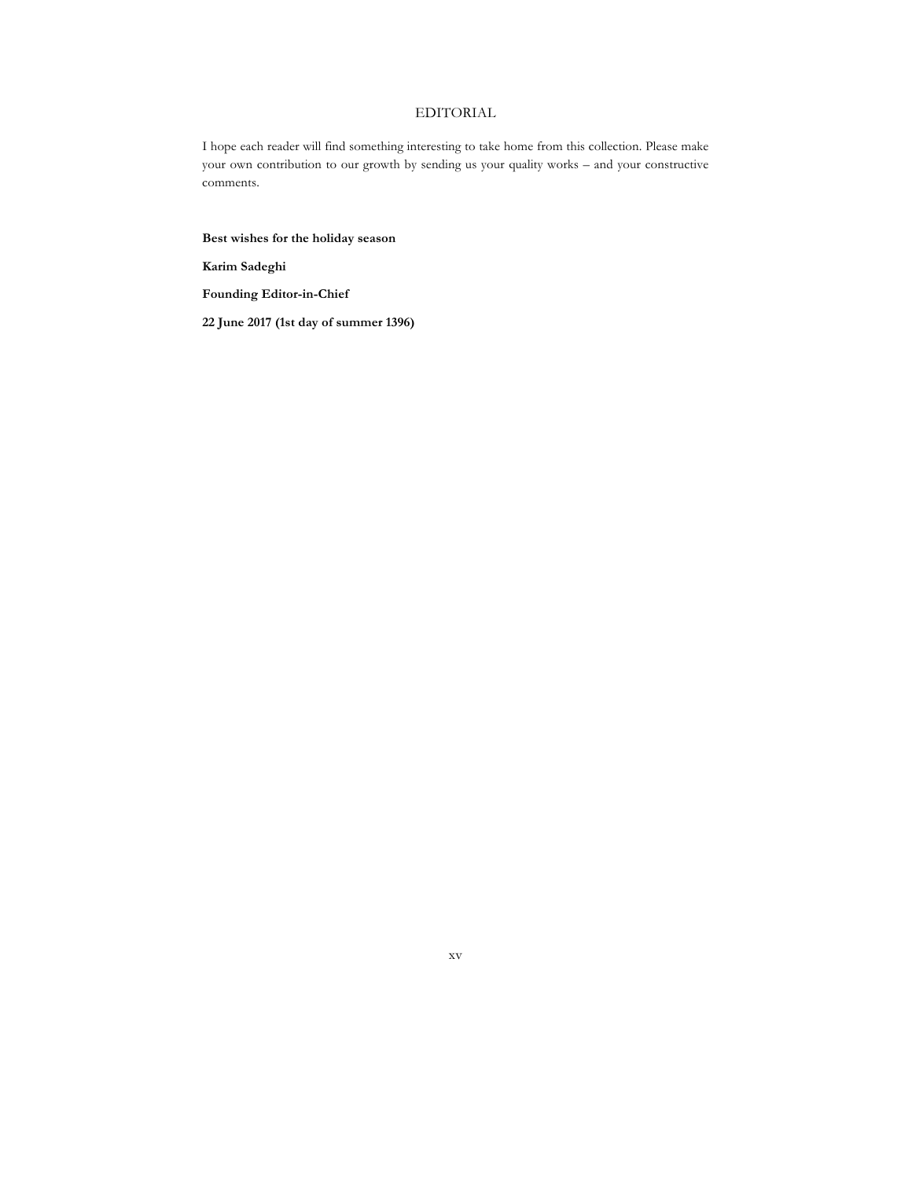# EDITORIAL

I hope each reader will find something interesting to take home from this collection. Please make your own contribution to our growth by sending us your quality works – and your constructive comments.

**Best wishes for the holiday season**

**Karim Sadeghi**

**Founding Editor-in-Chief**

**22 June 2017 (1st day of summer 1396)**